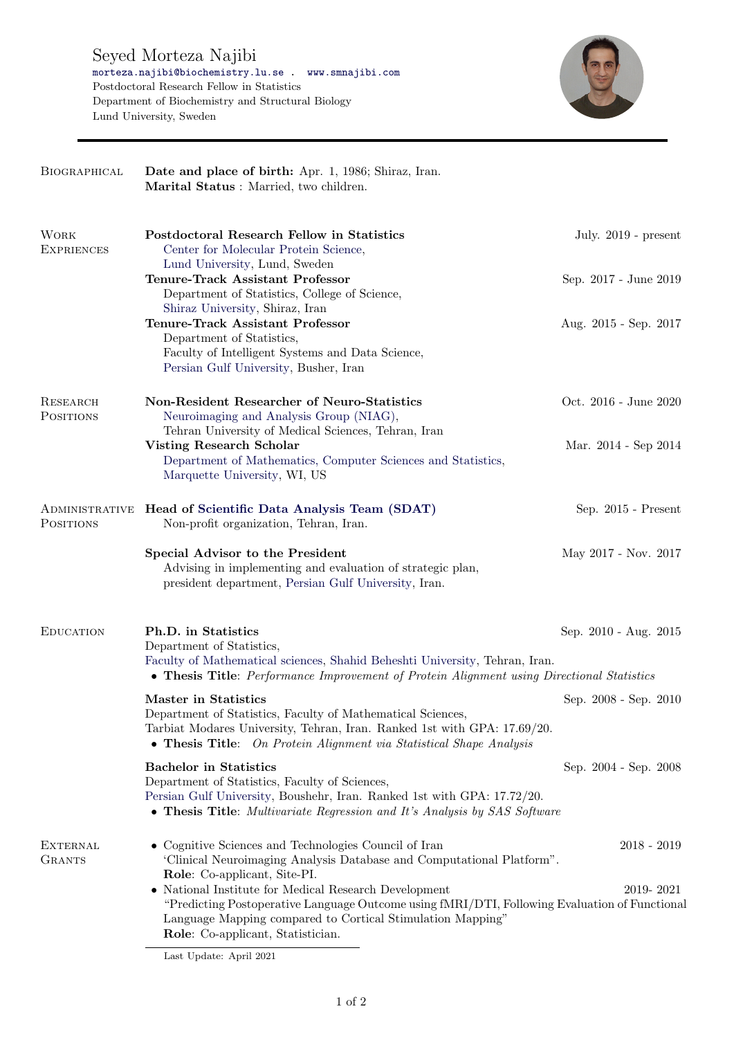# Seyed Morteza Najibi

morteza.najibi@biochemistry.lu.se . www.smnajibi.com
Postdoctoral Research Fellow in Statistics
Department of Biochemistry and Structural Biology
Lund University, Sweden

---

## Biographical

**Date and place of birth:** Apr. 1, 1986; Shiraz, Iran.
**Marital Status** : Married, two children.

## Work Expriences

**Postdoctoral Research Fellow in Statistics** — July. 2019 - present
Center for Molecular Protein Science,
Lund University, Lund, Sweden

**Tenure-Track Assistant Professor** — Sep. 2017 - June 2019
Department of Statistics, College of Science,
Shiraz University, Shiraz, Iran

**Tenure-Track Assistant Professor** — Aug. 2015 - Sep. 2017
Department of Statistics,
Faculty of Intelligent Systems and Data Science,
Persian Gulf University, Busher, Iran

## Research Positions

**Non-Resident Researcher of Neuro-Statistics** — Oct. 2016 - June 2020
Neuroimaging and Analysis Group (NIAG),
Tehran University of Medical Sciences, Tehran, Iran

**Visting Research Scholar** — Mar. 2014 - Sep 2014
Department of Mathematics, Computer Sciences and Statistics,
Marquette University, WI, US

## Administrative Positions

**Head of Scientific Data Analysis Team (SDAT)** — Sep. 2015 - Present
Non-profit organization, Tehran, Iran.

**Special Advisor to the President** — May 2017 - Nov. 2017
Advising in implementing and evaluation of strategic plan,
president department, Persian Gulf University, Iran.

## Education

**Ph.D. in Statistics** — Sep. 2010 - Aug. 2015
Department of Statistics,
Faculty of Mathematical sciences, Shahid Beheshti University, Tehran, Iran.
- **Thesis Title**: *Performance Improvement of Protein Alignment using Directional Statistics*

**Master in Statistics** — Sep. 2008 - Sep. 2010
Department of Statistics, Faculty of Mathematical Sciences,
Tarbiat Modares University, Tehran, Iran. Ranked 1st with GPA: 17.69/20.
- **Thesis Title**: *On Protein Alignment via Statistical Shape Analysis*

**Bachelor in Statistics** — Sep. 2004 - Sep. 2008
Department of Statistics, Faculty of Sciences,
Persian Gulf University, Boushehr, Iran. Ranked 1st with GPA: 17.72/20.
- **Thesis Title**: *Multivariate Regression and It's Analysis by SAS Software*

## External Grants

- Cognitive Sciences and Technologies Council of Iran — 2018 - 2019
  'Clinical Neuroimaging Analysis Database and Computational Platform".
  **Role**: Co-applicant, Site-PI.
- National Institute for Medical Research Development — 2019- 2021
  "Predicting Postoperative Language Outcome using fMRI/DTI, Following Evaluation of Functional Language Mapping compared to Cortical Stimulation Mapping"
  **Role**: Co-applicant, Statistician.

Last Update: April 2021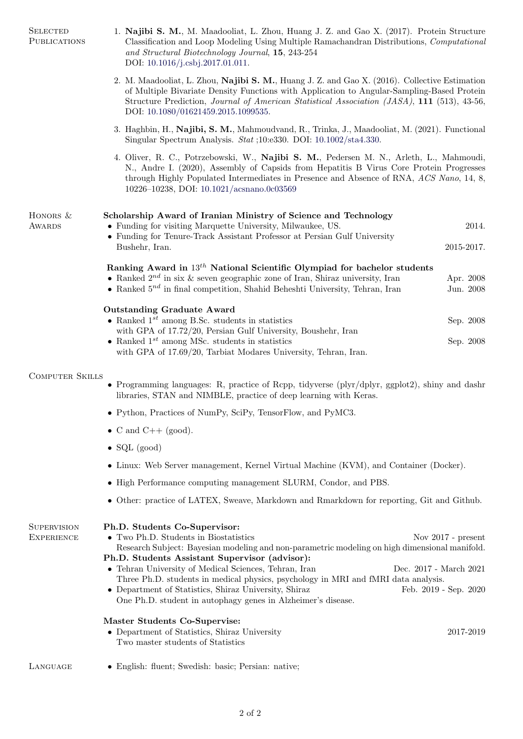## Selected Publications

1. **Najibi S. M.**, M. Maadooliat, L. Zhou, Huang J. Z. and Gao X. (2017). Protein Structure Classification and Loop Modeling Using Multiple Ramachandran Distributions, *Computational and Structural Biotechnology Journal*, **15**, 243-254 DOI: 10.1016/j.csbj.2017.01.011.

2. M. Maadooliat, L. Zhou, **Najibi S. M.**, Huang J. Z. and Gao X. (2016). Collective Estimation of Multiple Bivariate Density Functions with Application to Angular-Sampling-Based Protein Structure Prediction, *Journal of American Statistical Association (JASA)*, **111** (513), 43-56, DOI: 10.1080/01621459.2015.1099535.

3. Haghbin, H., **Najibi, S. M.**, Mahmoudvand, R., Trinka, J., Maadooliat, M. (2021). Functional Singular Spectrum Analysis. *Stat* ;10:e330. DOI: 10.1002/sta4.330.

4. Oliver, R. C., Potrzebowski, W., **Najibi S. M.**, Pedersen M. N., Arleth, L., Mahmoudi, N., Andre I. (2020), Assembly of Capsids from Hepatitis B Virus Core Protein Progresses through Highly Populated Intermediates in Presence and Absence of RNA, *ACS Nano*, 14, 8, 10226–10238, DOI: 10.1021/acsnano.0c03569

## Honors & Awards

**Scholarship Award of Iranian Ministry of Science and Technology**

- Funding for visiting Marquette University, Milwaukee, US. — 2014.
- Funding for Tenure-Track Assistant Professor at Persian Gulf University Bushehr, Iran. — 2015-2017.

**Ranking Award in $13^{th}$ National Scientific Olympiad for bachelor students**

- Ranked $2^{nd}$ in six & seven geographic zone of Iran, Shiraz university, Iran — Apr. 2008
- Ranked $5^{nd}$ in final competition, Shahid Beheshti University, Tehran, Iran — Jun. 2008

**Outstanding Graduate Award**

- Ranked $1^{st}$ among B.Sc. students in statistics with GPA of 17.72/20, Persian Gulf University, Boushehr, Iran — Sep. 2008
- Ranked $1^{st}$ among MSc. students in statistics with GPA of 17.69/20, Tarbiat Modares University, Tehran, Iran. — Sep. 2008

## Computer Skills

- Programming languages: R, practice of Rcpp, tidyverse (plyr/dplyr, ggplot2), shiny and dashr libraries, STAN and NIMBLE, practice of deep learning with Keras.
- Python, Practices of NumPy, SciPy, TensorFlow, and PyMC3.
- C and C++ (good).
- SQL (good)
- Linux: Web Server management, Kernel Virtual Machine (KVM), and Container (Docker).
- High Performance computing management SLURM, Condor, and PBS.
- Other: practice of LATEX, Sweave, Markdown and Rmarkdown for reporting, Git and Github.

## Supervision Experience

**Ph.D. Students Co-Supervisor:**

- Two Ph.D. Students in Biostatistics — Nov 2017 - present
  Research Subject: Bayesian modeling and non-parametric modeling on high dimensional manifold.

**Ph.D. Students Assistant Supervisor (advisor):**

- Tehran University of Medical Sciences, Tehran, Iran — Dec. 2017 - March 2021
  Three Ph.D. students in medical physics, psychology in MRI and fMRI data analysis.
- Department of Statistics, Shiraz University, Shiraz — Feb. 2019 - Sep. 2020
  One Ph.D. student in autophagy genes in Alzheimer's disease.

**Master Students Co-Supervise:**

- Department of Statistics, Shiraz University — 2017-2019
  Two master students of Statistics

## Language

- English: fluent; Swedish: basic; Persian: native;